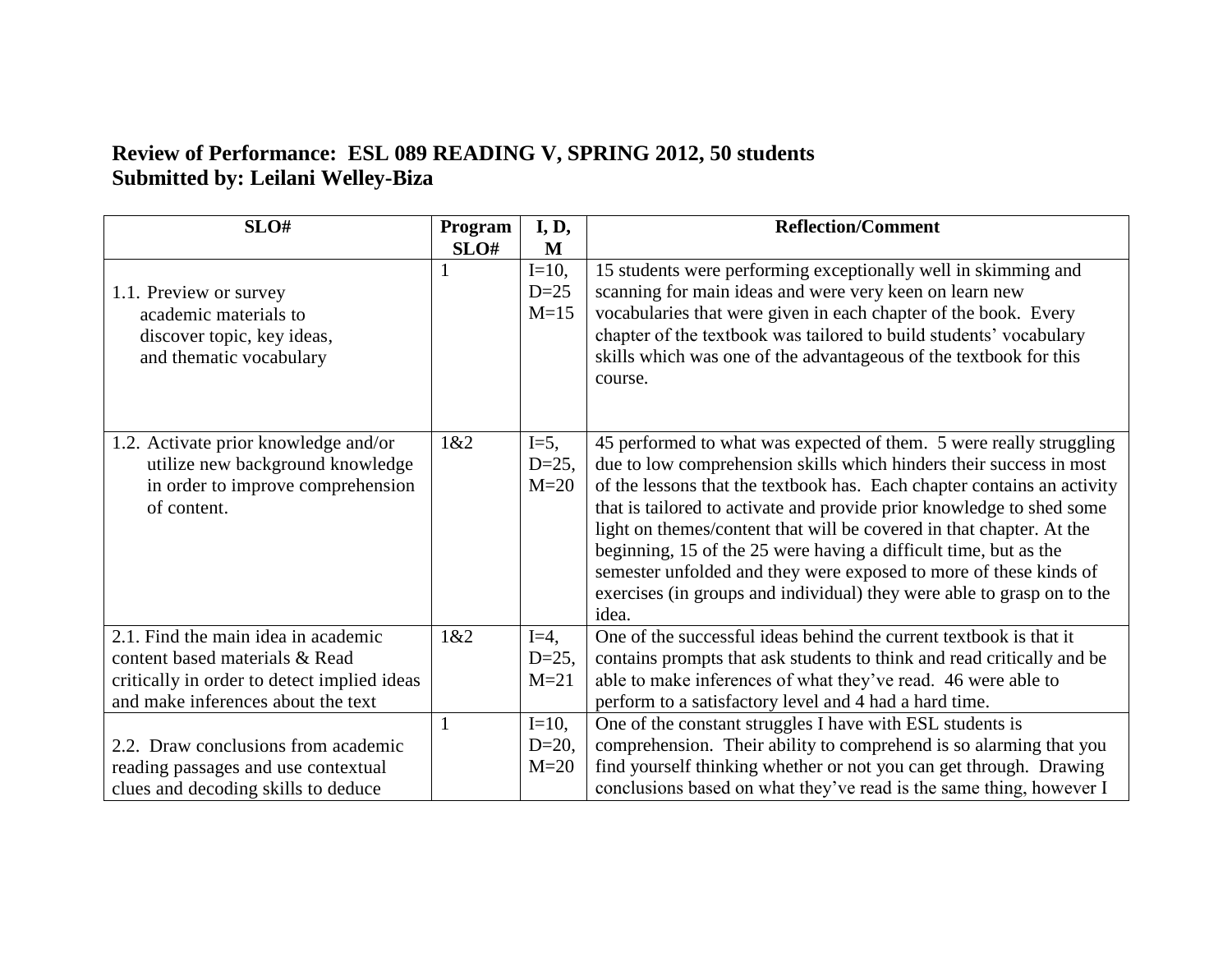# Review of Performance: ESL 089 READING V, SPRING 2012, 50 students
# Submitted by: Leilani Welley-Biza

| SLO# | Program SLO# | I, D, M | Reflection/Comment |
|---|---|---|---|
| 1.1. Preview or survey academic materials to discover topic, key ideas, and thematic vocabulary | 1 | I=10, D=25 M=15 | 15 students were performing exceptionally well in skimming and scanning for main ideas and were very keen on learn new vocabularies that were given in each chapter of the book. Every chapter of the textbook was tailored to build students' vocabulary skills which was one of the advantageous of the textbook for this course. |
| 1.2. Activate prior knowledge and/or utilize new background knowledge in order to improve comprehension of content. | 1&2 | I=5, D=25, M=20 | 45 performed to what was expected of them. 5 were really struggling due to low comprehension skills which hinders their success in most of the lessons that the textbook has. Each chapter contains an activity that is tailored to activate and provide prior knowledge to shed some light on themes/content that will be covered in that chapter. At the beginning, 15 of the 25 were having a difficult time, but as the semester unfolded and they were exposed to more of these kinds of exercises (in groups and individual) they were able to grasp on to the idea. |
| 2.1. Find the main idea in academic content based materials & Read critically in order to detect implied ideas and make inferences about the text | 1&2 | I=4, D=25, M=21 | One of the successful ideas behind the current textbook is that it contains prompts that ask students to think and read critically and be able to make inferences of what they've read. 46 were able to perform to a satisfactory level and 4 had a hard time. |
| 2.2. Draw conclusions from academic reading passages and use contextual clues and decoding skills to deduce | 1 | I=10, D=20, M=20 | One of the constant struggles I have with ESL students is comprehension. Their ability to comprehend is so alarming that you find yourself thinking whether or not you can get through. Drawing conclusions based on what they've read is the same thing, however I |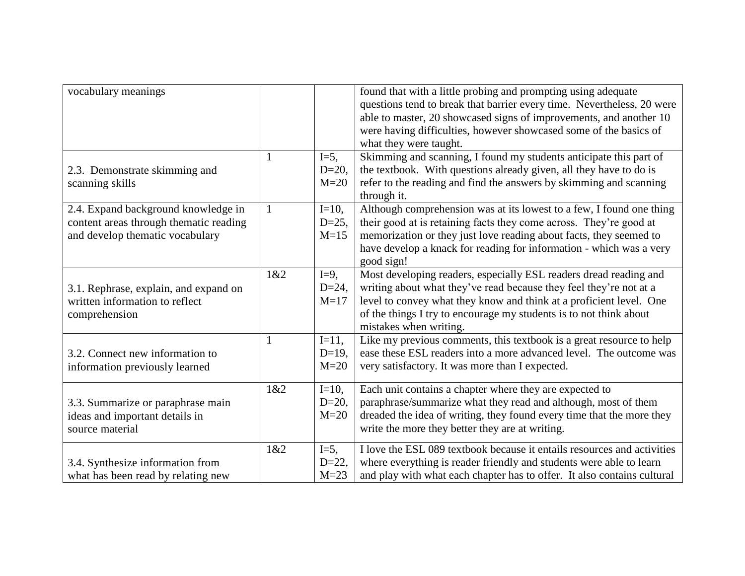| | | | |
|---|---|---|---|
| vocabulary meanings | | | found that with a little probing and prompting using adequate questions tend to break that barrier every time. Nevertheless, 20 were able to master, 20 showcased signs of improvements, and another 10 were having difficulties, however showcased some of the basics of what they were taught. |
| 2.3. Demonstrate skimming and scanning skills | 1 | I=5, D=20, M=20 | Skimming and scanning, I found my students anticipate this part of the textbook. With questions already given, all they have to do is refer to the reading and find the answers by skimming and scanning through it. |
| 2.4. Expand background knowledge in content areas through thematic reading and develop thematic vocabulary | 1 | I=10, D=25, M=15 | Although comprehension was at its lowest to a few, I found one thing their good at is retaining facts they come across. They're good at memorization or they just love reading about facts, they seemed to have develop a knack for reading for information - which was a very good sign! |
| 3.1. Rephrase, explain, and expand on written information to reflect comprehension | 1&2 | I=9, D=24, M=17 | Most developing readers, especially ESL readers dread reading and writing about what they've read because they feel they're not at a level to convey what they know and think at a proficient level. One of the things I try to encourage my students is to not think about mistakes when writing. |
| 3.2. Connect new information to information previously learned | 1 | I=11, D=19, M=20 | Like my previous comments, this textbook is a great resource to help ease these ESL readers into a more advanced level. The outcome was very satisfactory. It was more than I expected. |
| 3.3. Summarize or paraphrase main ideas and important details in source material | 1&2 | I=10, D=20, M=20 | Each unit contains a chapter where they are expected to paraphrase/summarize what they read and although, most of them dreaded the idea of writing, they found every time that the more they write the more they better they are at writing. |
| 3.4. Synthesize information from what has been read by relating new | 1&2 | I=5, D=22, M=23 | I love the ESL 089 textbook because it entails resources and activities where everything is reader friendly and students were able to learn and play with what each chapter has to offer. It also contains cultural |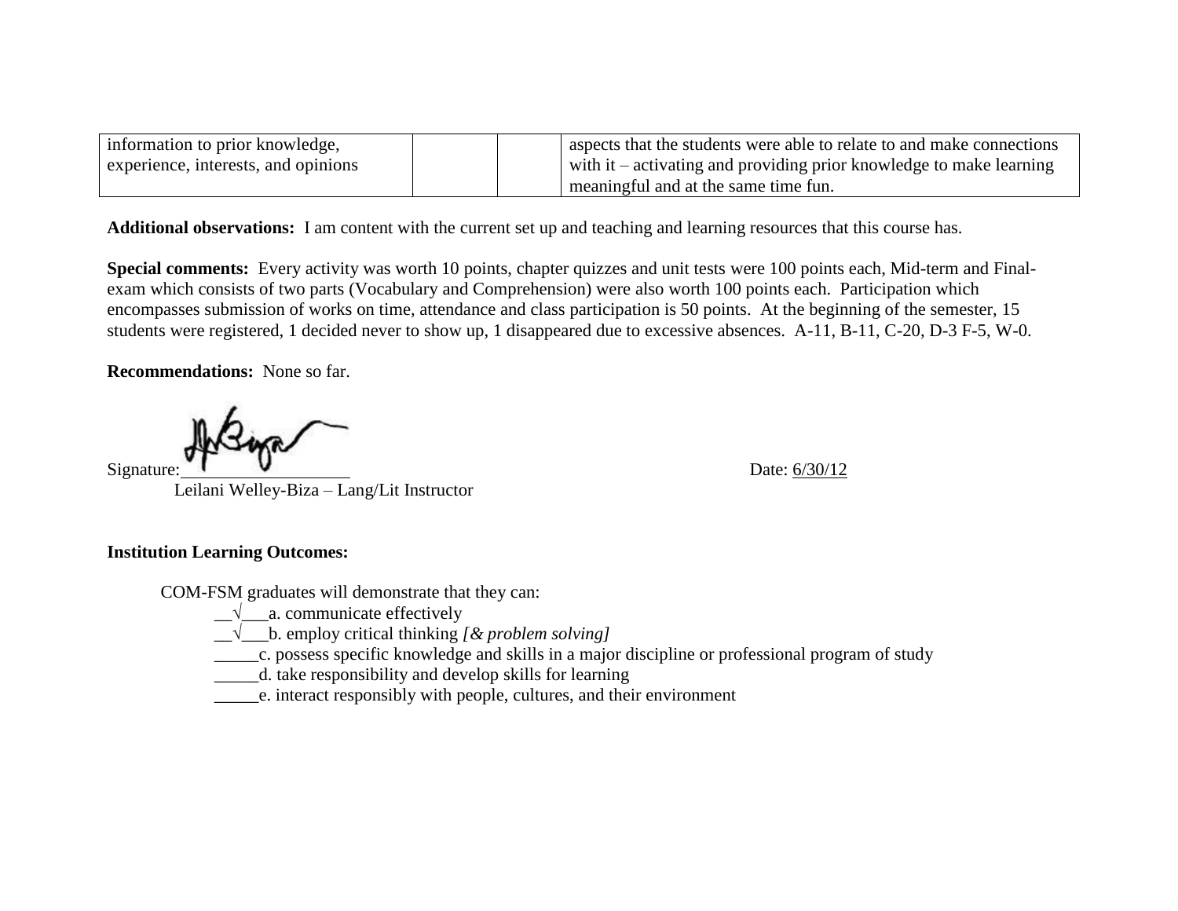| | | | |
|---|---|---|---|
| information to prior knowledge, experience, interests, and opinions | | | aspects that the students were able to relate to and make connections with it – activating and providing prior knowledge to make learning meaningful and at the same time fun. |

**Additional observations:** I am content with the current set up and teaching and learning resources that this course has.

**Special comments:** Every activity was worth 10 points, chapter quizzes and unit tests were 100 points each, Mid-term and Final-exam which consists of two parts (Vocabulary and Comprehension) were also worth 100 points each. Participation which encompasses submission of works on time, attendance and class participation is 50 points. At the beginning of the semester, 15 students were registered, 1 decided never to show up, 1 disappeared due to excessive absences. A-11, B-11, C-20, D-3 F-5, W-0.

**Recommendations:** None so far.

Signature:____________________ Date: 6/30/12

Leilani Welley-Biza – Lang/Lit Instructor

**Institution Learning Outcomes:**

COM-FSM graduates will demonstrate that they can:

__√___a. communicate effectively

__√___b. employ critical thinking *[& problem solving]*

_____c. possess specific knowledge and skills in a major discipline or professional program of study

_____d. take responsibility and develop skills for learning

_____e. interact responsibly with people, cultures, and their environment